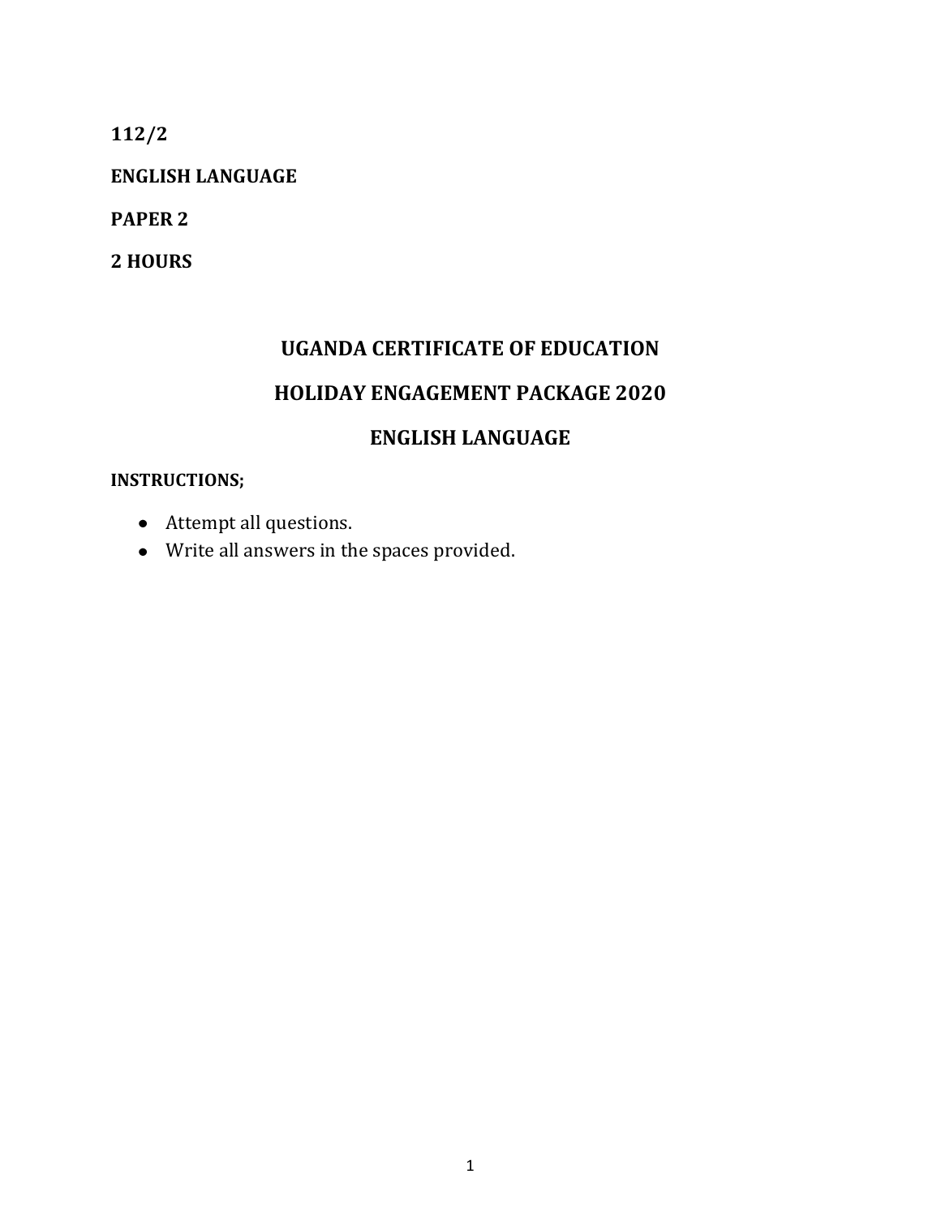**112/2**

**ENGLISH LANGUAGE**

**PAPER 2**

**2 HOURS**

## UGANDA CERTIFICATE OF EDUCATION

## HOLIDAY ENGAGEMENT PACKAGE 2020

## ENGLISH LANGUAGE

**INSTRUCTIONS;**

- Attempt all questions.
- Write all answers in the spaces provided.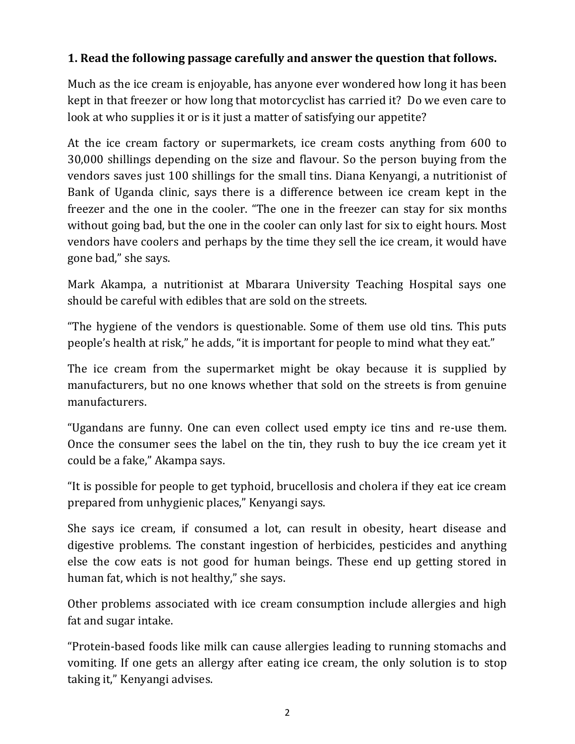**1. Read the following passage carefully and answer the question that follows.**

Much as the ice cream is enjoyable, has anyone ever wondered how long it has been kept in that freezer or how long that motorcyclist has carried it? Do we even care to look at who supplies it or is it just a matter of satisfying our appetite?

At the ice cream factory or supermarkets, ice cream costs anything from 600 to 30,000 shillings depending on the size and flavour. So the person buying from the vendors saves just 100 shillings for the small tins. Diana Kenyangi, a nutritionist of Bank of Uganda clinic, says there is a difference between ice cream kept in the freezer and the one in the cooler. "The one in the freezer can stay for six months without going bad, but the one in the cooler can only last for six to eight hours. Most vendors have coolers and perhaps by the time they sell the ice cream, it would have gone bad," she says.

Mark Akampa, a nutritionist at Mbarara University Teaching Hospital says one should be careful with edibles that are sold on the streets.

"The hygiene of the vendors is questionable. Some of them use old tins. This puts people's health at risk," he adds, "it is important for people to mind what they eat."

The ice cream from the supermarket might be okay because it is supplied by manufacturers, but no one knows whether that sold on the streets is from genuine manufacturers.

"Ugandans are funny. One can even collect used empty ice tins and re-use them. Once the consumer sees the label on the tin, they rush to buy the ice cream yet it could be a fake," Akampa says.

"It is possible for people to get typhoid, brucellosis and cholera if they eat ice cream prepared from unhygienic places," Kenyangi says.

She says ice cream, if consumed a lot, can result in obesity, heart disease and digestive problems. The constant ingestion of herbicides, pesticides and anything else the cow eats is not good for human beings. These end up getting stored in human fat, which is not healthy," she says.

Other problems associated with ice cream consumption include allergies and high fat and sugar intake.

"Protein-based foods like milk can cause allergies leading to running stomachs and vomiting. If one gets an allergy after eating ice cream, the only solution is to stop taking it," Kenyangi advises.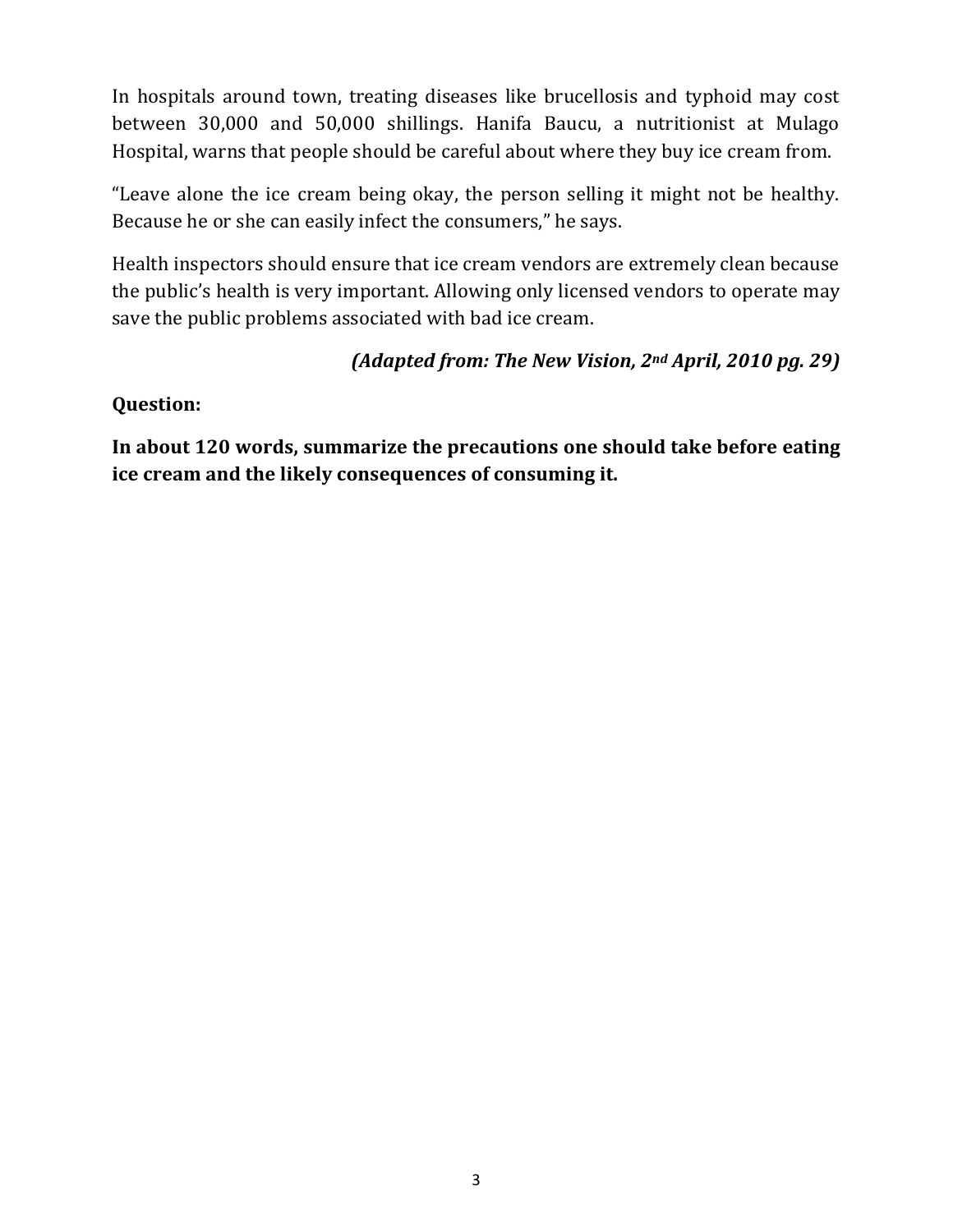In hospitals around town, treating diseases like brucellosis and typhoid may cost between 30,000 and 50,000 shillings. Hanifa Baucu, a nutritionist at Mulago Hospital, warns that people should be careful about where they buy ice cream from.

"Leave alone the ice cream being okay, the person selling it might not be healthy. Because he or she can easily infect the consumers," he says.

Health inspectors should ensure that ice cream vendors are extremely clean because the public's health is very important. Allowing only licensed vendors to operate may save the public problems associated with bad ice cream.

*(Adapted from: The New Vision, 2nd April, 2010 pg. 29)*

**Question:**

**In about 120 words, summarize the precautions one should take before eating ice cream and the likely consequences of consuming it.**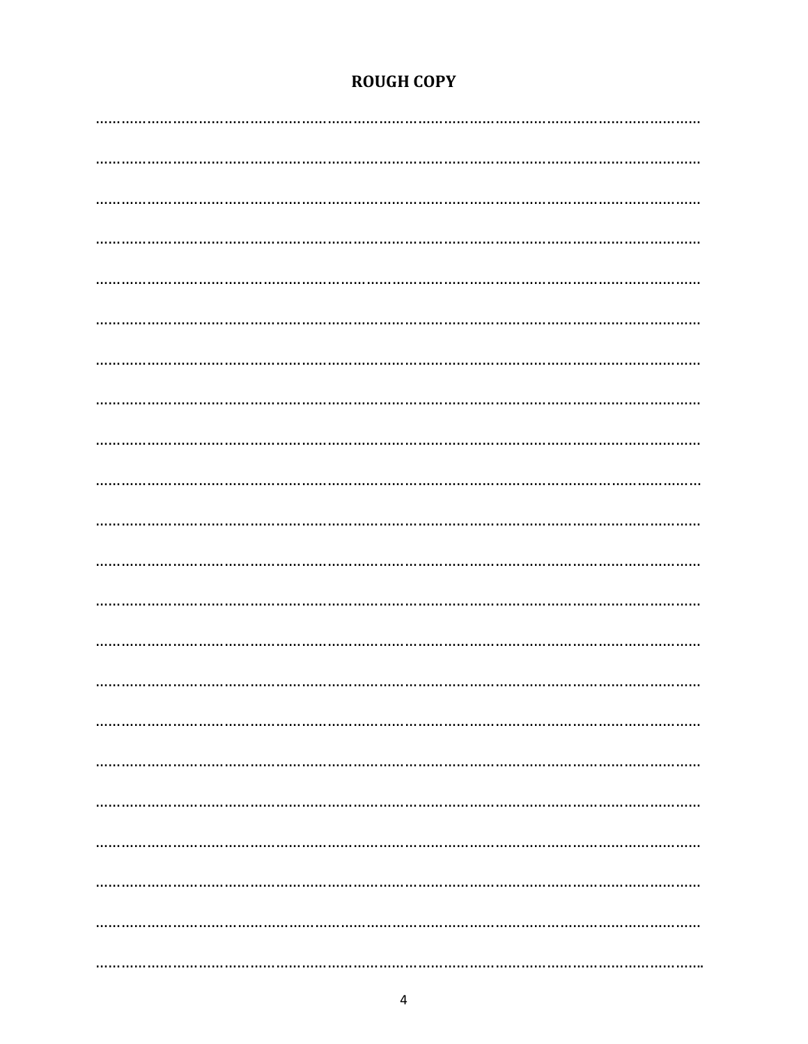## ROUGH COPY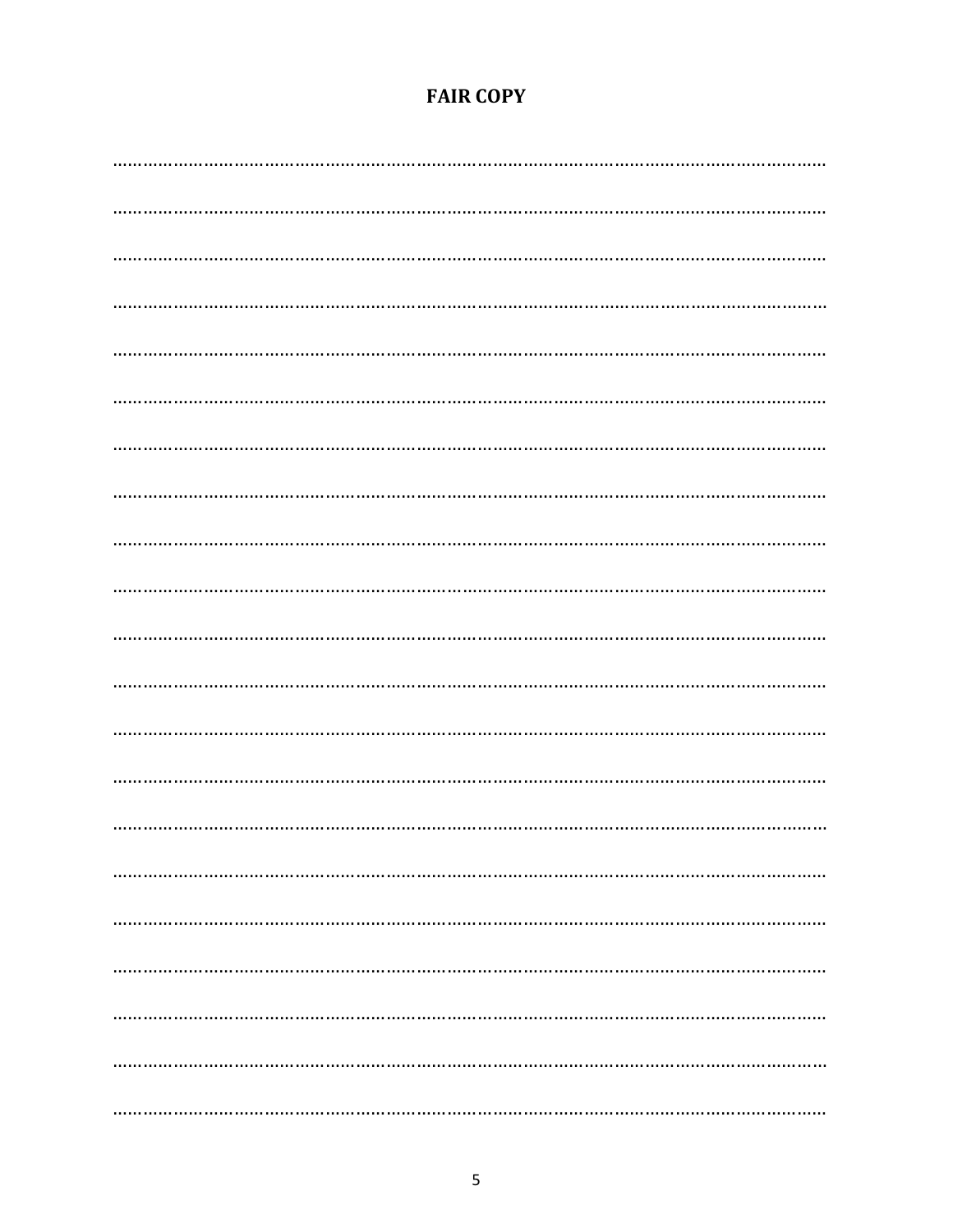**FAIR COPY**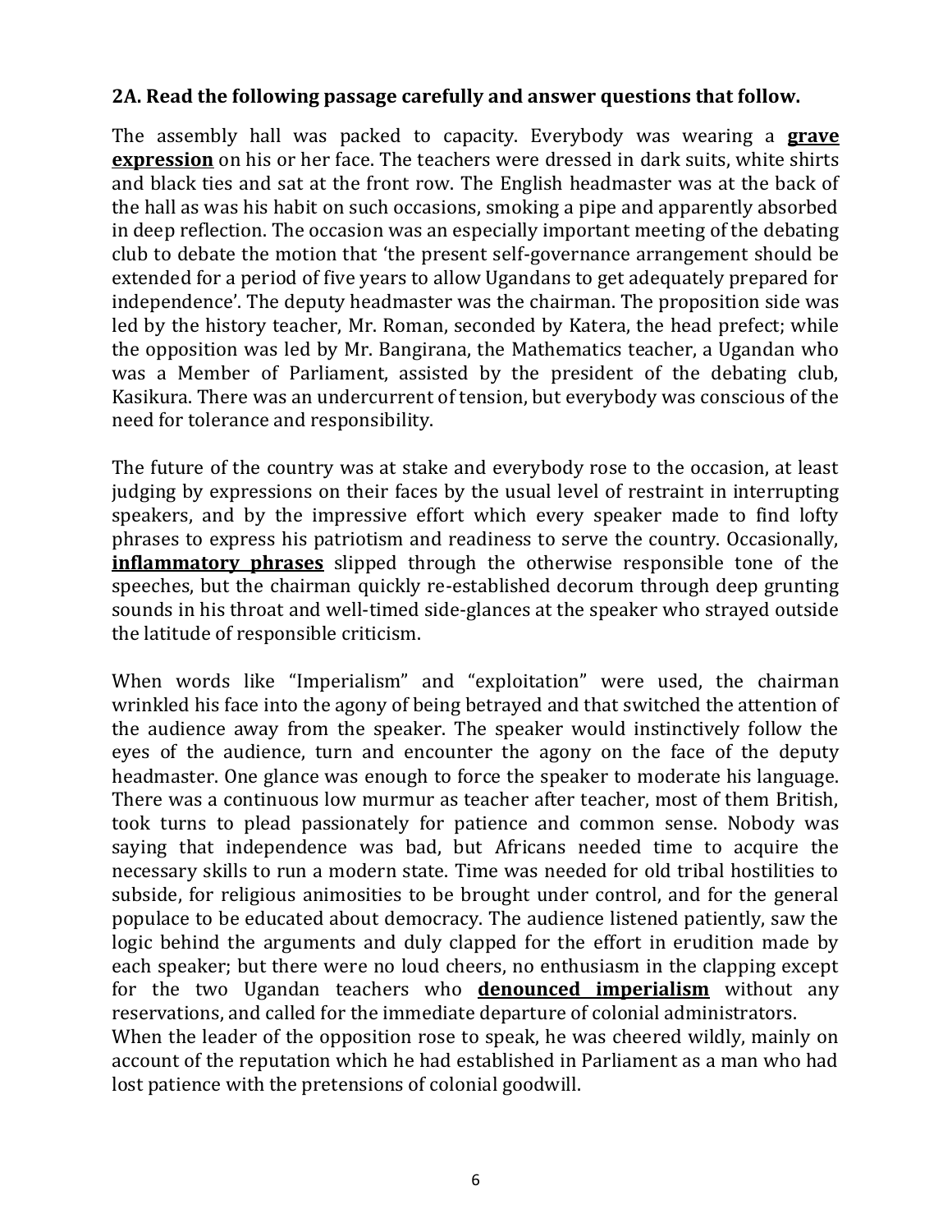**2A. Read the following passage carefully and answer questions that follow.**

The assembly hall was packed to capacity. Everybody was wearing a **grave expression** on his or her face. The teachers were dressed in dark suits, white shirts and black ties and sat at the front row. The English headmaster was at the back of the hall as was his habit on such occasions, smoking a pipe and apparently absorbed in deep reflection. The occasion was an especially important meeting of the debating club to debate the motion that 'the present self-governance arrangement should be extended for a period of five years to allow Ugandans to get adequately prepared for independence'. The deputy headmaster was the chairman. The proposition side was led by the history teacher, Mr. Roman, seconded by Katera, the head prefect; while the opposition was led by Mr. Bangirana, the Mathematics teacher, a Ugandan who was a Member of Parliament, assisted by the president of the debating club, Kasikura. There was an undercurrent of tension, but everybody was conscious of the need for tolerance and responsibility.

The future of the country was at stake and everybody rose to the occasion, at least judging by expressions on their faces by the usual level of restraint in interrupting speakers, and by the impressive effort which every speaker made to find lofty phrases to express his patriotism and readiness to serve the country. Occasionally, **inflammatory phrases** slipped through the otherwise responsible tone of the speeches, but the chairman quickly re-established decorum through deep grunting sounds in his throat and well-timed side-glances at the speaker who strayed outside the latitude of responsible criticism.

When words like "Imperialism" and "exploitation" were used, the chairman wrinkled his face into the agony of being betrayed and that switched the attention of the audience away from the speaker. The speaker would instinctively follow the eyes of the audience, turn and encounter the agony on the face of the deputy headmaster. One glance was enough to force the speaker to moderate his language. There was a continuous low murmur as teacher after teacher, most of them British, took turns to plead passionately for patience and common sense. Nobody was saying that independence was bad, but Africans needed time to acquire the necessary skills to run a modern state. Time was needed for old tribal hostilities to subside, for religious animosities to be brought under control, and for the general populace to be educated about democracy. The audience listened patiently, saw the logic behind the arguments and duly clapped for the effort in erudition made by each speaker; but there were no loud cheers, no enthusiasm in the clapping except for the two Ugandan teachers who **denounced imperialism** without any reservations, and called for the immediate departure of colonial administrators.
When the leader of the opposition rose to speak, he was cheered wildly, mainly on account of the reputation which he had established in Parliament as a man who had lost patience with the pretensions of colonial goodwill.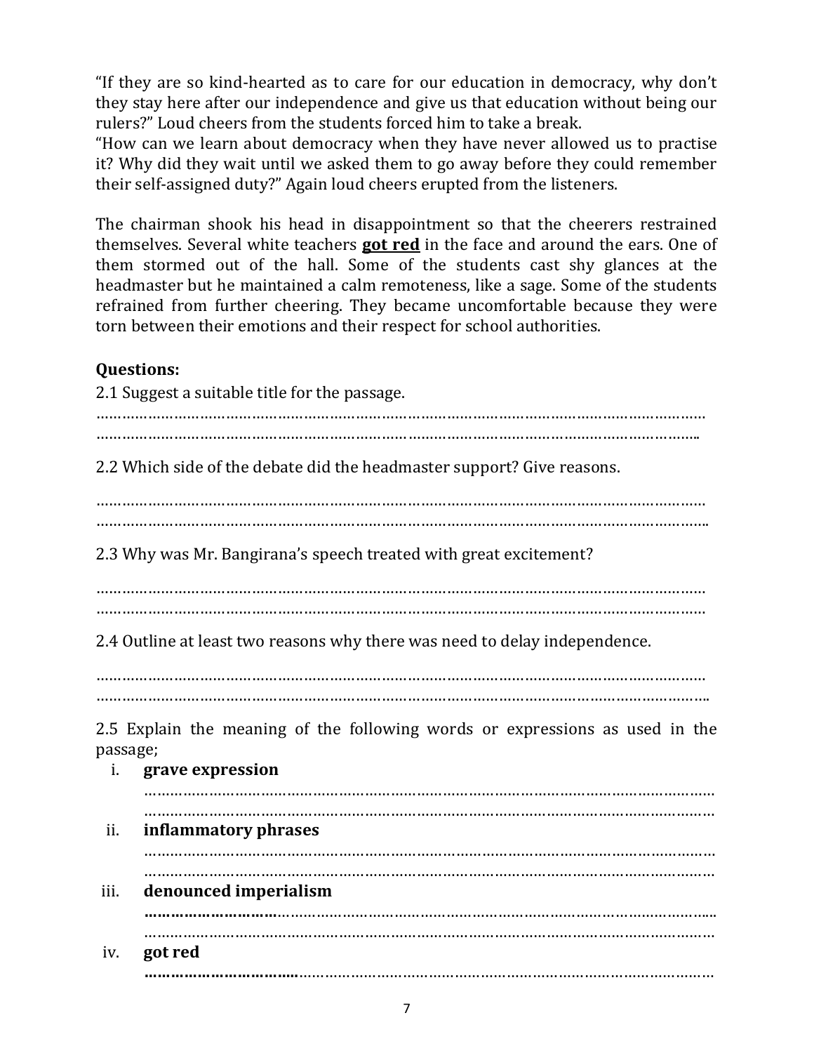"If they are so kind-hearted as to care for our education in democracy, why don't they stay here after our independence and give us that education without being our rulers?" Loud cheers from the students forced him to take a break.
"How can we learn about democracy when they have never allowed us to practise it? Why did they wait until we asked them to go away before they could remember their self-assigned duty?" Again loud cheers erupted from the listeners.

The chairman shook his head in disappointment so that the cheerers restrained themselves. Several white teachers **got red** in the face and around the ears. One of them stormed out of the hall. Some of the students cast shy glances at the headmaster but he maintained a calm remoteness, like a sage. Some of the students refrained from further cheering. They became uncomfortable because they were torn between their emotions and their respect for school authorities.

**Questions:**

2.1 Suggest a suitable title for the passage.

……………………………………………………………………………………………………………………
……………………………………………………………………………………………………………………

2.2 Which side of the debate did the headmaster support? Give reasons.

……………………………………………………………………………………………………………………
……………………………………………………………………………………………………………………

2.3 Why was Mr. Bangirana's speech treated with great excitement?

……………………………………………………………………………………………………………………
……………………………………………………………………………………………………………………

2.4 Outline at least two reasons why there was need to delay independence.

……………………………………………………………………………………………………………………
……………………………………………………………………………………………………………………

2.5 Explain the meaning of the following words or expressions as used in the passage;

i. **grave expression**
……………………………………………………………………………………………………………………
……………………………………………………………………………………………………………………

ii. **inflammatory phrases**
……………………………………………………………………………………………………………………
……………………………………………………………………………………………………………………

iii. **denounced imperialism**
……………………………………………………………………………………………………………………
……………………………………………………………………………………………………………………

iv. **got red**
……………………………………………………………………………………………………………………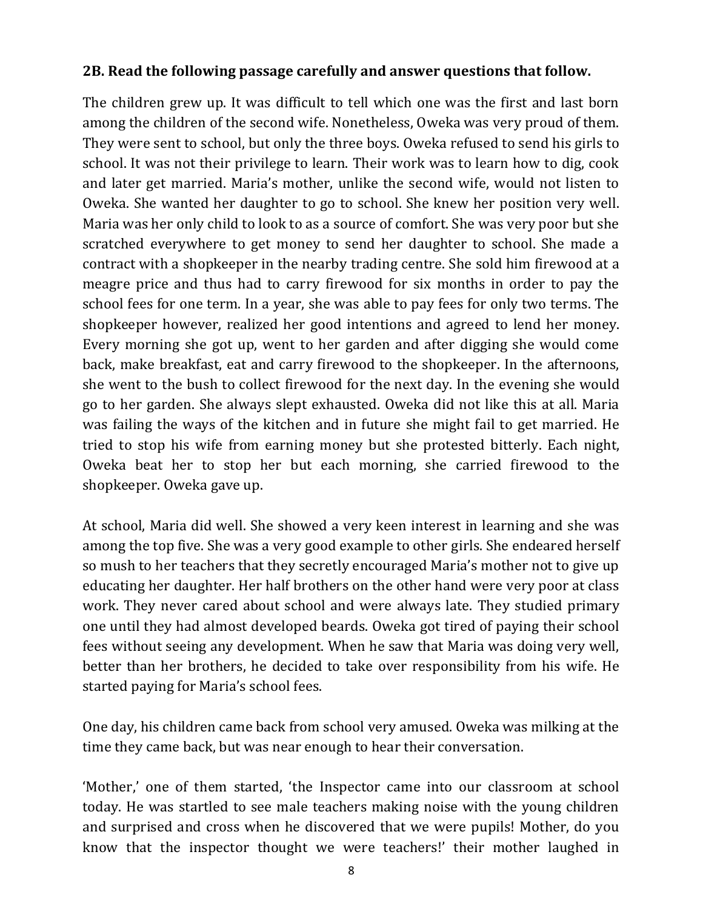**2B. Read the following passage carefully and answer questions that follow.**

The children grew up. It was difficult to tell which one was the first and last born among the children of the second wife. Nonetheless, Oweka was very proud of them. They were sent to school, but only the three boys. Oweka refused to send his girls to school. It was not their privilege to learn. Their work was to learn how to dig, cook and later get married. Maria's mother, unlike the second wife, would not listen to Oweka. She wanted her daughter to go to school. She knew her position very well. Maria was her only child to look to as a source of comfort. She was very poor but she scratched everywhere to get money to send her daughter to school. She made a contract with a shopkeeper in the nearby trading centre. She sold him firewood at a meagre price and thus had to carry firewood for six months in order to pay the school fees for one term. In a year, she was able to pay fees for only two terms. The shopkeeper however, realized her good intentions and agreed to lend her money. Every morning she got up, went to her garden and after digging she would come back, make breakfast, eat and carry firewood to the shopkeeper. In the afternoons, she went to the bush to collect firewood for the next day. In the evening she would go to her garden. She always slept exhausted. Oweka did not like this at all. Maria was failing the ways of the kitchen and in future she might fail to get married. He tried to stop his wife from earning money but she protested bitterly. Each night, Oweka beat her to stop her but each morning, she carried firewood to the shopkeeper. Oweka gave up.

At school, Maria did well. She showed a very keen interest in learning and she was among the top five. She was a very good example to other girls. She endeared herself so mush to her teachers that they secretly encouraged Maria's mother not to give up educating her daughter. Her half brothers on the other hand were very poor at class work. They never cared about school and were always late. They studied primary one until they had almost developed beards. Oweka got tired of paying their school fees without seeing any development. When he saw that Maria was doing very well, better than her brothers, he decided to take over responsibility from his wife. He started paying for Maria's school fees.

One day, his children came back from school very amused. Oweka was milking at the time they came back, but was near enough to hear their conversation.

'Mother,' one of them started, 'the Inspector came into our classroom at school today. He was startled to see male teachers making noise with the young children and surprised and cross when he discovered that we were pupils! Mother, do you know that the inspector thought we were teachers!' their mother laughed in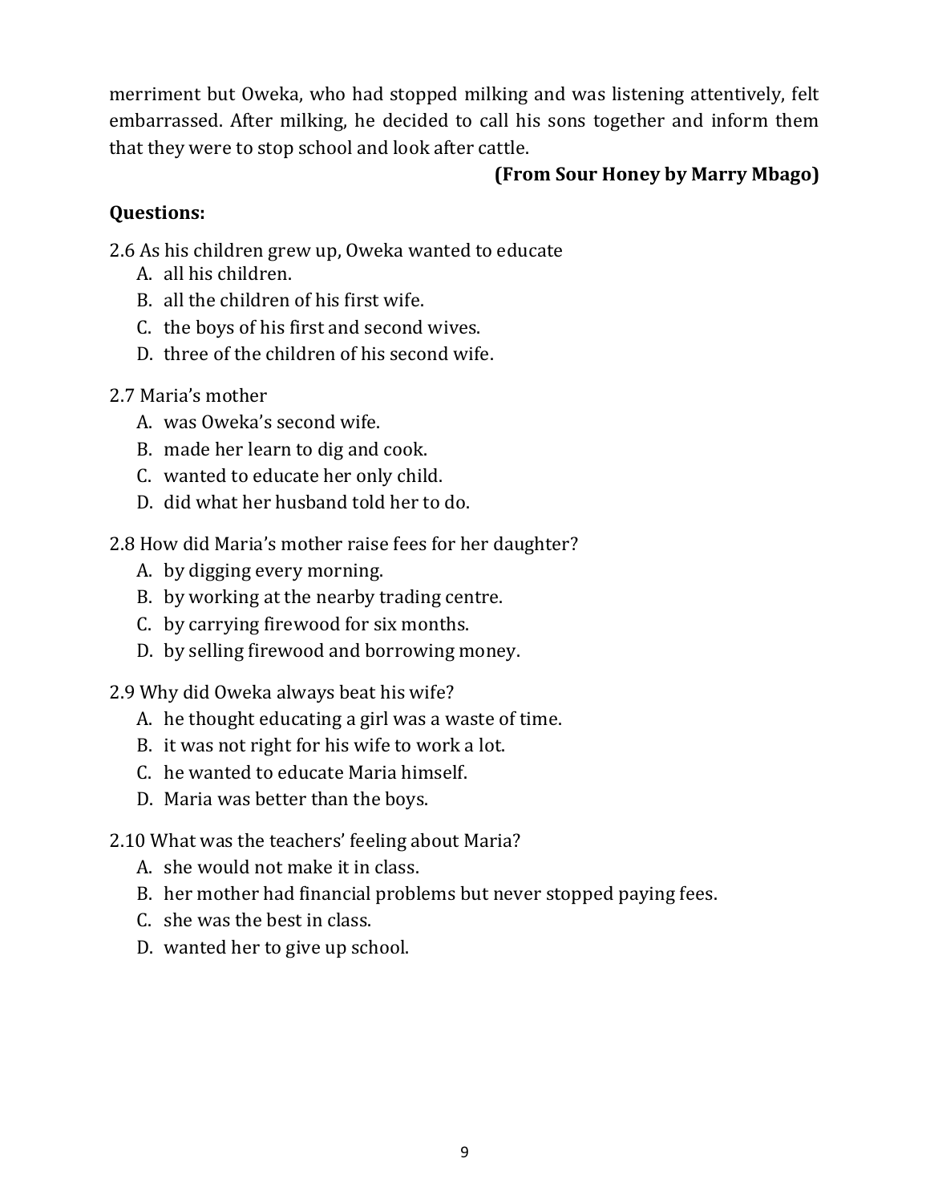merriment but Oweka, who had stopped milking and was listening attentively, felt embarrassed. After milking, he decided to call his sons together and inform them that they were to stop school and look after cattle.

**(From Sour Honey by Marry Mbago)**

**Questions:**

2.6 As his children grew up, Oweka wanted to educate

A. all his children.
B. all the children of his first wife.
C. the boys of his first and second wives.
D. three of the children of his second wife.

2.7 Maria's mother

A. was Oweka's second wife.
B. made her learn to dig and cook.
C. wanted to educate her only child.
D. did what her husband told her to do.

2.8 How did Maria's mother raise fees for her daughter?

A. by digging every morning.
B. by working at the nearby trading centre.
C. by carrying firewood for six months.
D. by selling firewood and borrowing money.

2.9 Why did Oweka always beat his wife?

A. he thought educating a girl was a waste of time.
B. it was not right for his wife to work a lot.
C. he wanted to educate Maria himself.
D. Maria was better than the boys.

2.10 What was the teachers' feeling about Maria?

A. she would not make it in class.
B. her mother had financial problems but never stopped paying fees.
C. she was the best in class.
D. wanted her to give up school.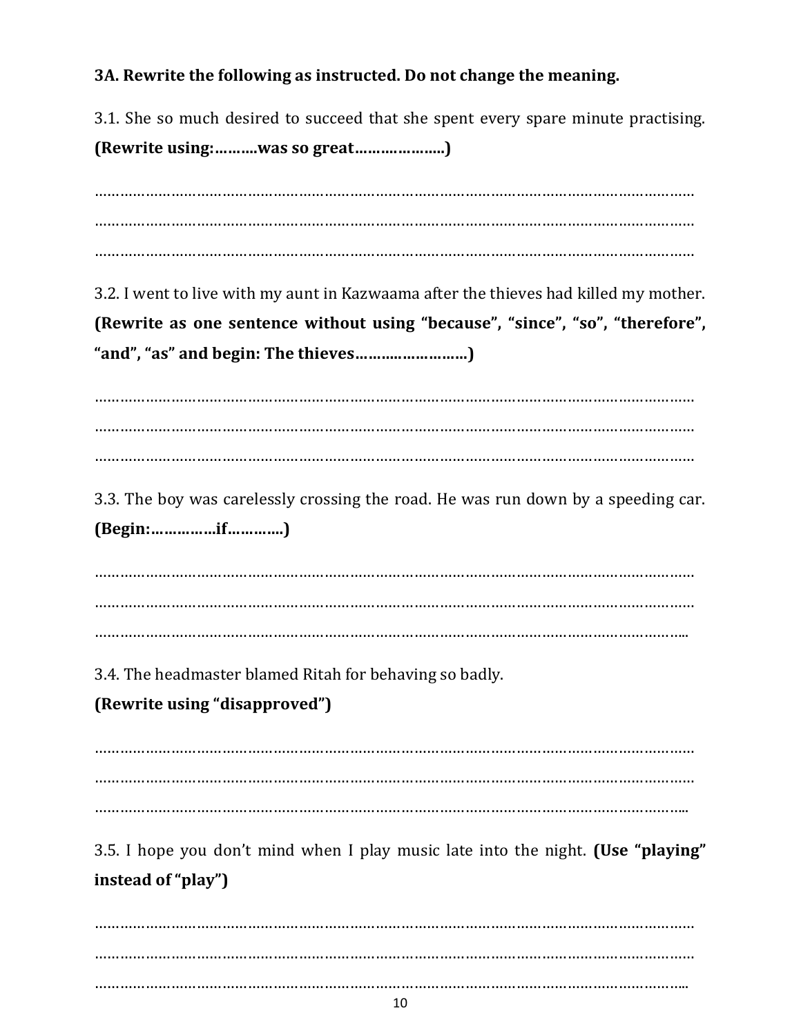**3A. Rewrite the following as instructed. Do not change the meaning.**

3.1. She so much desired to succeed that she spent every spare minute practising. **(Rewrite using:……….was so great………………..)**

…………………………………………………………………………………………………………………
…………………………………………………………………………………………………………………
…………………………………………………………………………………………………………………

3.2. I went to live with my aunt in Kazwaama after the thieves had killed my mother. **(Rewrite as one sentence without using "because", "since", "so", "therefore", "and", "as" and begin: The thieves…………………….)**

…………………………………………………………………………………………………………………
…………………………………………………………………………………………………………………
…………………………………………………………………………………………………………………

3.3. The boy was carelessly crossing the road. He was run down by a speeding car. **(Begin:……………if…………)**

…………………………………………………………………………………………………………………
…………………………………………………………………………………………………………………
…………………………………………………………………………………………………………………

3.4. The headmaster blamed Ritah for behaving so badly.

**(Rewrite using "disapproved")**

…………………………………………………………………………………………………………………
…………………………………………………………………………………………………………………
…………………………………………………………………………………………………………………

3.5. I hope you don't mind when I play music late into the night. **(Use "playing" instead of "play")**

…………………………………………………………………………………………………………………
…………………………………………………………………………………………………………………
…………………………………………………………………………………………………………………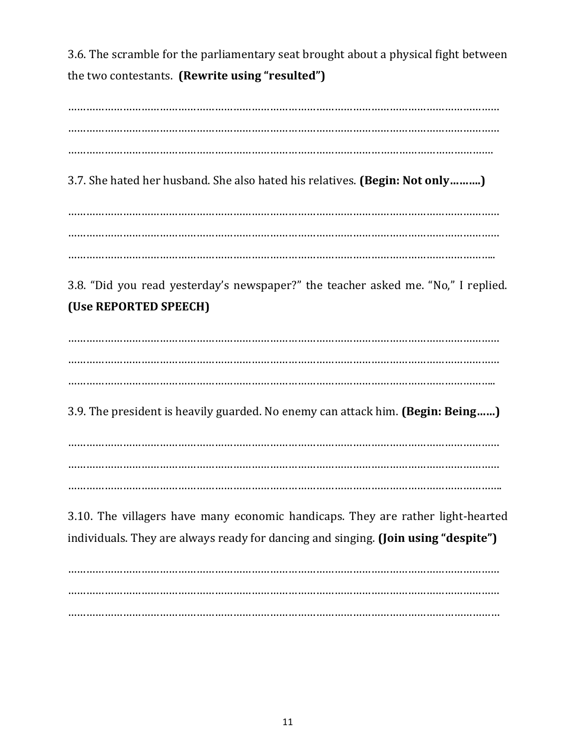3.6. The scramble for the parliamentary seat brought about a physical fight between the two contestants. **(Rewrite using "resulted")**

…………………………………………………………………………………………………………………
…………………………………………………………………………………………………………………
…………………………………………………………………………………………………………………

3.7. She hated her husband. She also hated his relatives. **(Begin: Not only……….)**

…………………………………………………………………………………………………………………
…………………………………………………………………………………………………………………
…………………………………………………………………………………………………………………

3.8. "Did you read yesterday's newspaper?" the teacher asked me. "No," I replied. **(Use REPORTED SPEECH)**

…………………………………………………………………………………………………………………
…………………………………………………………………………………………………………………
…………………………………………………………………………………………………………………

3.9. The president is heavily guarded. No enemy can attack him. **(Begin: Being……)**

…………………………………………………………………………………………………………………
…………………………………………………………………………………………………………………
…………………………………………………………………………………………………………………

3.10. The villagers have many economic handicaps. They are rather light-hearted individuals. They are always ready for dancing and singing. **(Join using "despite")**

…………………………………………………………………………………………………………………
…………………………………………………………………………………………………………………
…………………………………………………………………………………………………………………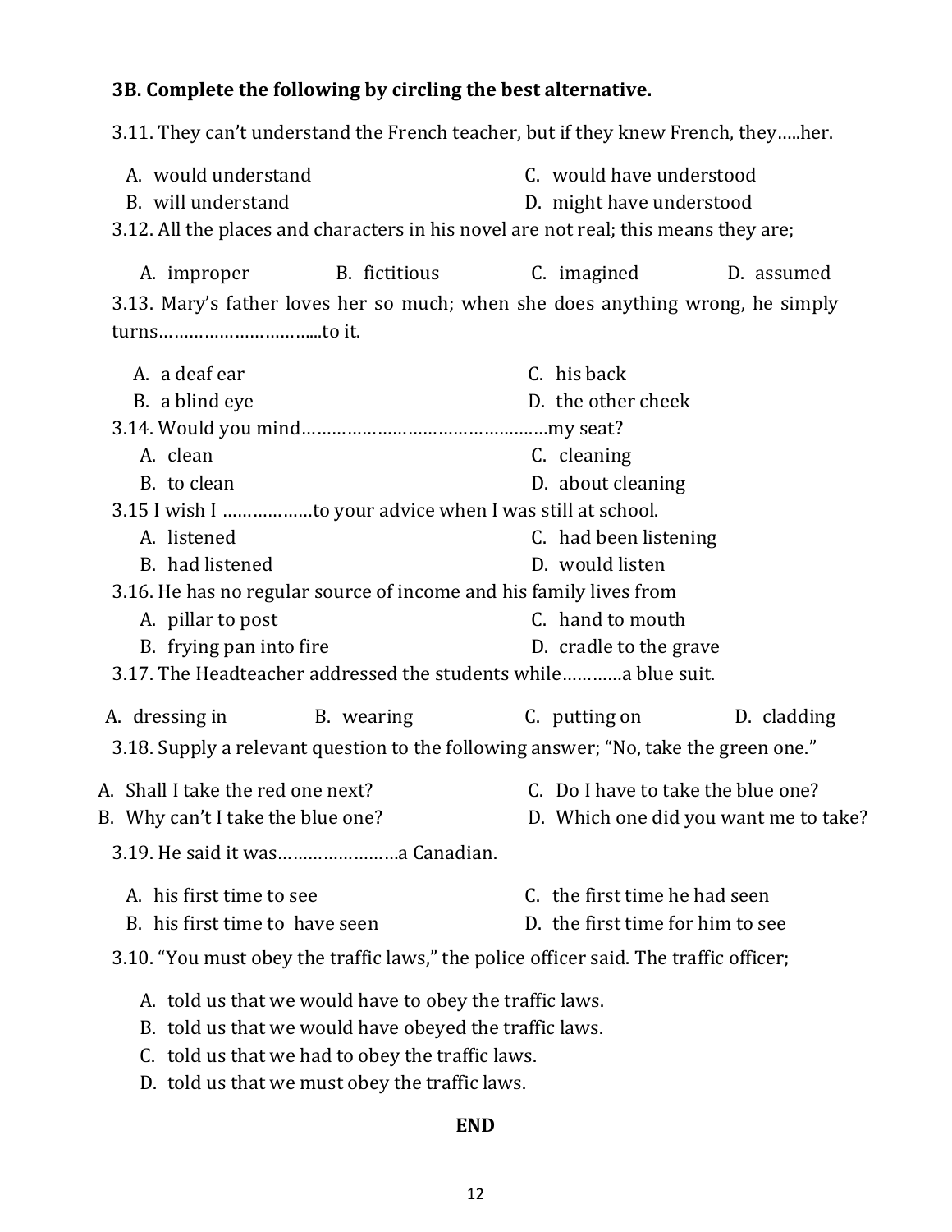**3B. Complete the following by circling the best alternative.**

3.11. They can't understand the French teacher, but if they knew French, they…..her.

A. would understand
B. will understand
C. would have understood
D. might have understood

3.12. All the places and characters in his novel are not real; this means they are;

A. improper
B. fictitious
C. imagined
D. assumed

3.13. Mary's father loves her so much; when she does anything wrong, he simply turns…………………………...to it.

A. a deaf ear
B. a blind eye
C. his back
D. the other cheek

3.14. Would you mind…………………………………………my seat?

A. clean
B. to clean
C. cleaning
D. about cleaning

3.15 I wish I ………………to your advice when I was still at school.

A. listened
B. had listened
C. had been listening
D. would listen

3.16. He has no regular source of income and his family lives from

A. pillar to post
B. frying pan into fire
C. hand to mouth
D. cradle to the grave

3.17. The Headteacher addressed the students while…………a blue suit.

A. dressing in
B. wearing
C. putting on
D. cladding

3.18. Supply a relevant question to the following answer; "No, take the green one."

A. Shall I take the red one next?
B. Why can't I take the blue one?
C. Do I have to take the blue one?
D. Which one did you want me to take?

3.19. He said it was……………………a Canadian.

A. his first time to see
B. his first time to have seen
C. the first time he had seen
D. the first time for him to see

3.10. "You must obey the traffic laws," the police officer said. The traffic officer;

A. told us that we would have to obey the traffic laws.
B. told us that we would have obeyed the traffic laws.
C. told us that we had to obey the traffic laws.
D. told us that we must obey the traffic laws.

**END**